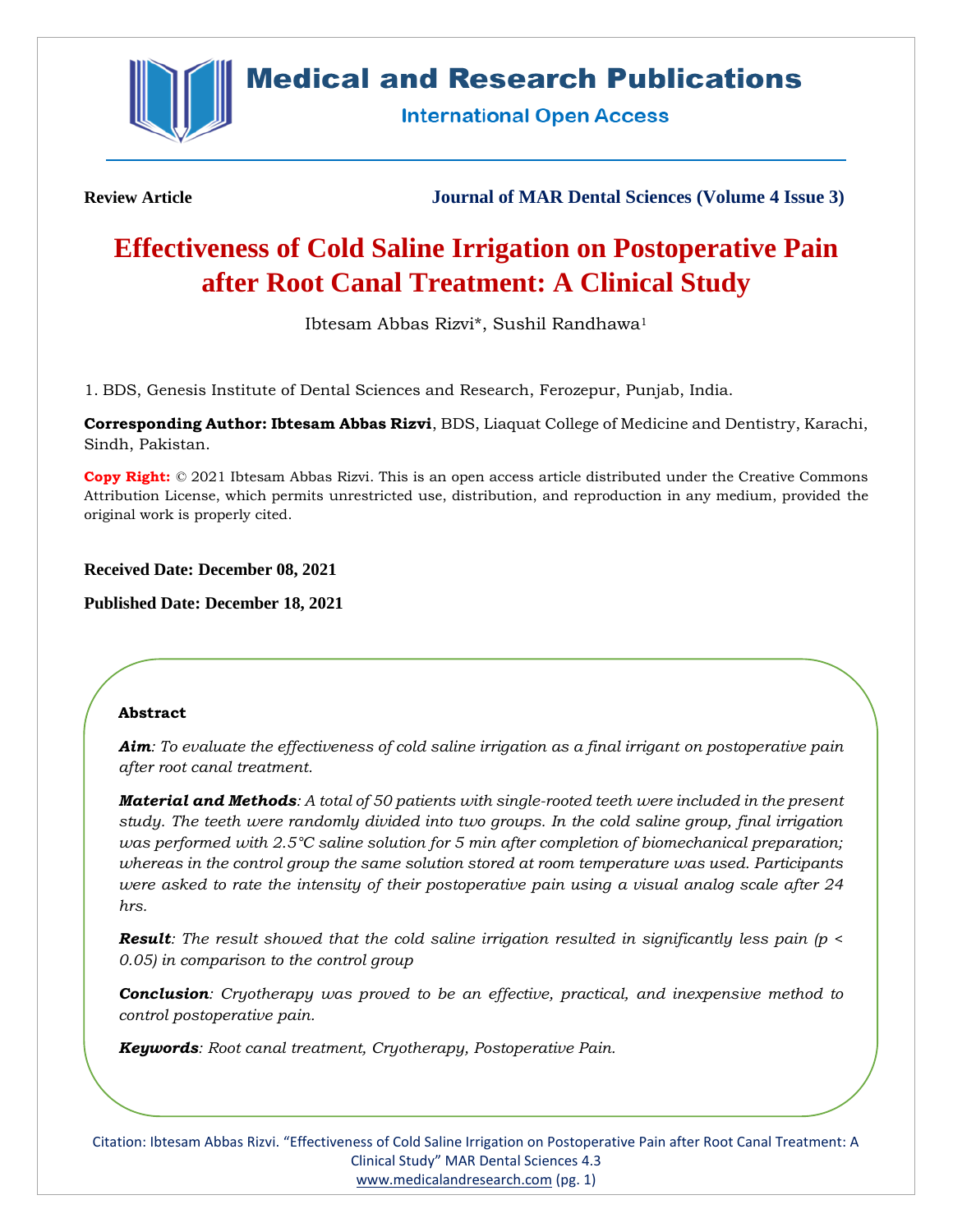**Review Article**

**Journal of MAR Dental Sciences (Volume 4 Issue 3)**

# Effectiveness of Cold Saline Irrigation on Postoperative Pain after Root Canal Treatment: A Clinical Study

Ibtesam Abbas Rizvi*, Sushil Randhawa[1]

1. BDS, Genesis Institute of Dental Sciences and Research, Ferozepur, Punjab, India.

**Corresponding Author: Ibtesam Abbas Rizvi**, BDS, Liaquat College of Medicine and Dentistry, Karachi, Sindh, Pakistan.

**Copy Right:** © 2021 Ibtesam Abbas Rizvi. This is an open access article distributed under the Creative Commons Attribution License, which permits unrestricted use, distribution, and reproduction in any medium, provided the original work is properly cited.

**Received Date: December 08, 2021**

**Published Date: December 18, 2021**

## Abstract

***Aim***: *To evaluate the effectiveness of cold saline irrigation as a final irrigant on postoperative pain after root canal treatment.*

***Material and Methods***: *A total of 50 patients with single-rooted teeth were included in the present study. The teeth were randomly divided into two groups. In the cold saline group, final irrigation was performed with 2.5°C saline solution for 5 min after completion of biomechanical preparation; whereas in the control group the same solution stored at room temperature was used. Participants were asked to rate the intensity of their postoperative pain using a visual analog scale after 24 hrs.*

***Result***: *The result showed that the cold saline irrigation resulted in significantly less pain ($p < 0.05$) in comparison to the control group*

***Conclusion***: *Cryotherapy was proved to be an effective, practical, and inexpensive method to control postoperative pain.*

***Keywords***: *Root canal treatment, Cryotherapy, Postoperative Pain.*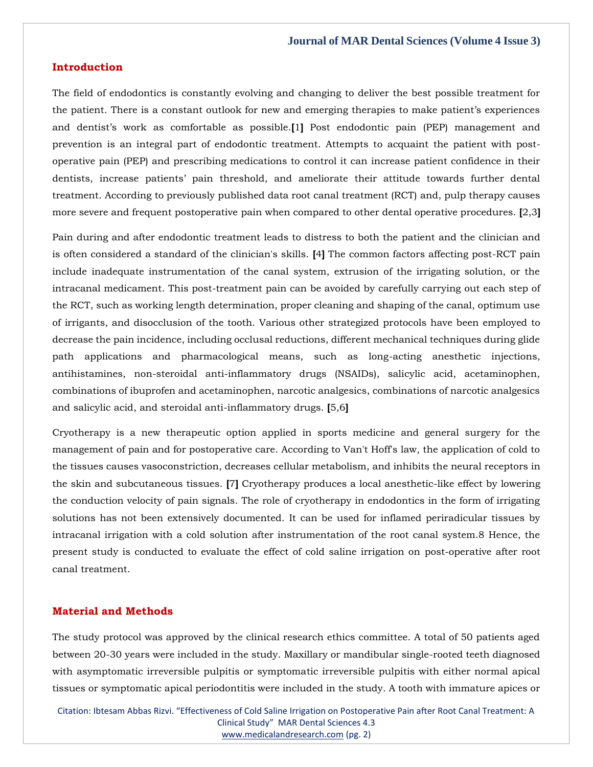## Introduction

The field of endodontics is constantly evolving and changing to deliver the best possible treatment for the patient. There is a constant outlook for new and emerging therapies to make patient's experiences and dentist's work as comfortable as possible.[1] Post endodontic pain (PEP) management and prevention is an integral part of endodontic treatment. Attempts to acquaint the patient with post-operative pain (PEP) and prescribing medications to control it can increase patient confidence in their dentists, increase patients' pain threshold, and ameliorate their attitude towards further dental treatment. According to previously published data root canal treatment (RCT) and, pulp therapy causes more severe and frequent postoperative pain when compared to other dental operative procedures. [2,3]

Pain during and after endodontic treatment leads to distress to both the patient and the clinician and is often considered a standard of the clinician's skills. [4] The common factors affecting post-RCT pain include inadequate instrumentation of the canal system, extrusion of the irrigating solution, or the intracanal medicament. This post-treatment pain can be avoided by carefully carrying out each step of the RCT, such as working length determination, proper cleaning and shaping of the canal, optimum use of irrigants, and disocclusion of the tooth. Various other strategized protocols have been employed to decrease the pain incidence, including occlusal reductions, different mechanical techniques during glide path applications and pharmacological means, such as long-acting anesthetic injections, antihistamines, non-steroidal anti-inflammatory drugs (NSAIDs), salicylic acid, acetaminophen, combinations of ibuprofen and acetaminophen, narcotic analgesics, combinations of narcotic analgesics and salicylic acid, and steroidal anti-inflammatory drugs. [5,6]

Cryotherapy is a new therapeutic option applied in sports medicine and general surgery for the management of pain and for postoperative care. According to Van't Hoff's law, the application of cold to the tissues causes vasoconstriction, decreases cellular metabolism, and inhibits the neural receptors in the skin and subcutaneous tissues. [7] Cryotherapy produces a local anesthetic-like effect by lowering the conduction velocity of pain signals. The role of cryotherapy in endodontics in the form of irrigating solutions has not been extensively documented. It can be used for inflamed periradicular tissues by intracanal irrigation with a cold solution after instrumentation of the root canal system.8 Hence, the present study is conducted to evaluate the effect of cold saline irrigation on post-operative after root canal treatment.

## Material and Methods

The study protocol was approved by the clinical research ethics committee. A total of 50 patients aged between 20-30 years were included in the study. Maxillary or mandibular single-rooted teeth diagnosed with asymptomatic irreversible pulpitis or symptomatic irreversible pulpitis with either normal apical tissues or symptomatic apical periodontitis were included in the study. A tooth with immature apices or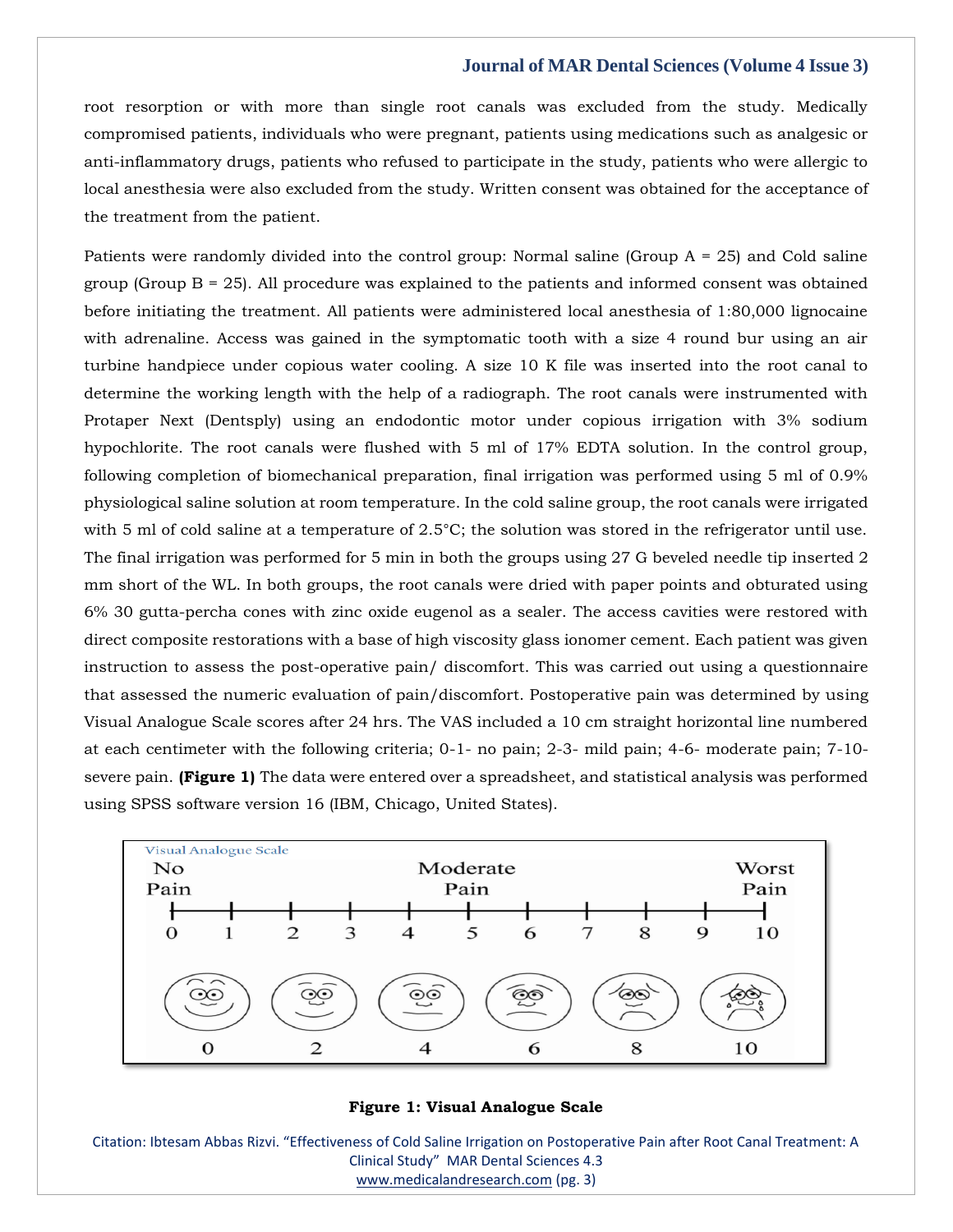root resorption or with more than single root canals was excluded from the study. Medically compromised patients, individuals who were pregnant, patients using medications such as analgesic or anti-inflammatory drugs, patients who refused to participate in the study, patients who were allergic to local anesthesia were also excluded from the study. Written consent was obtained for the acceptance of the treatment from the patient.

Patients were randomly divided into the control group: Normal saline (Group A = 25) and Cold saline group (Group B = 25). All procedure was explained to the patients and informed consent was obtained before initiating the treatment. All patients were administered local anesthesia of 1:80,000 lignocaine with adrenaline. Access was gained in the symptomatic tooth with a size 4 round bur using an air turbine handpiece under copious water cooling. A size 10 K file was inserted into the root canal to determine the working length with the help of a radiograph. The root canals were instrumented with Protaper Next (Dentsply) using an endodontic motor under copious irrigation with 3% sodium hypochlorite. The root canals were flushed with 5 ml of 17% EDTA solution. In the control group, following completion of biomechanical preparation, final irrigation was performed using 5 ml of 0.9% physiological saline solution at room temperature. In the cold saline group, the root canals were irrigated with 5 ml of cold saline at a temperature of 2.5°C; the solution was stored in the refrigerator until use. The final irrigation was performed for 5 min in both the groups using 27 G beveled needle tip inserted 2 mm short of the WL. In both groups, the root canals were dried with paper points and obturated using 6% 30 gutta-percha cones with zinc oxide eugenol as a sealer. The access cavities were restored with direct composite restorations with a base of high viscosity glass ionomer cement. Each patient was given instruction to assess the post-operative pain/ discomfort. This was carried out using a questionnaire that assessed the numeric evaluation of pain/discomfort. Postoperative pain was determined by using Visual Analogue Scale scores after 24 hrs. The VAS included a 10 cm straight horizontal line numbered at each centimeter with the following criteria; 0-1- no pain; 2-3- mild pain; 4-6- moderate pain; 7-10- severe pain. **(Figure 1)** The data were entered over a spreadsheet, and statistical analysis was performed using SPSS software version 16 (IBM, Chicago, United States).

**Figure 1: Visual Analogue Scale**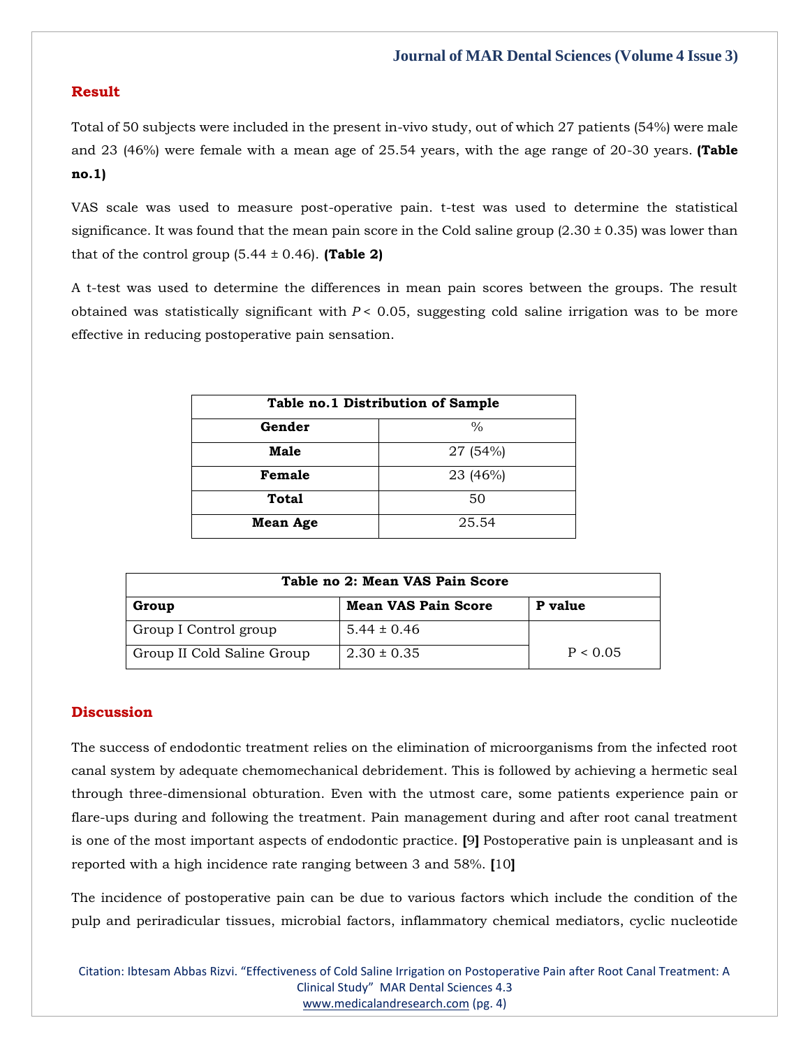## Result

Total of 50 subjects were included in the present in-vivo study, out of which 27 patients (54%) were male and 23 (46%) were female with a mean age of 25.54 years, with the age range of 20-30 years. **(Table no.1)**

VAS scale was used to measure post-operative pain. t-test was used to determine the statistical significance. It was found that the mean pain score in the Cold saline group (2.30 ± 0.35) was lower than that of the control group (5.44 ± 0.46). **(Table 2)**

A t-test was used to determine the differences in mean pain scores between the groups. The result obtained was statistically significant with $P < 0.05$, suggesting cold saline irrigation was to be more effective in reducing postoperative pain sensation.

**Table no.1 Distribution of Sample**

| Gender | % |
|---|---|
| **Male** | 27 (54%) |
| **Female** | 23 (46%) |
| **Total** | 50 |
| **Mean Age** | 25.54 |

**Table no 2: Mean VAS Pain Score**

| Group | Mean VAS Pain Score | P value |
|---|---|---|
| Group I Control group | 5.44 ± 0.46 | P < 0.05 |
| Group II Cold Saline Group | 2.30 ± 0.35 | |

## Discussion

The success of endodontic treatment relies on the elimination of microorganisms from the infected root canal system by adequate chemomechanical debridement. This is followed by achieving a hermetic seal through three-dimensional obturation. Even with the utmost care, some patients experience pain or flare-ups during and following the treatment. Pain management during and after root canal treatment is one of the most important aspects of endodontic practice. [9] Postoperative pain is unpleasant and is reported with a high incidence rate ranging between 3 and 58%. [10]

The incidence of postoperative pain can be due to various factors which include the condition of the pulp and periradicular tissues, microbial factors, inflammatory chemical mediators, cyclic nucleotide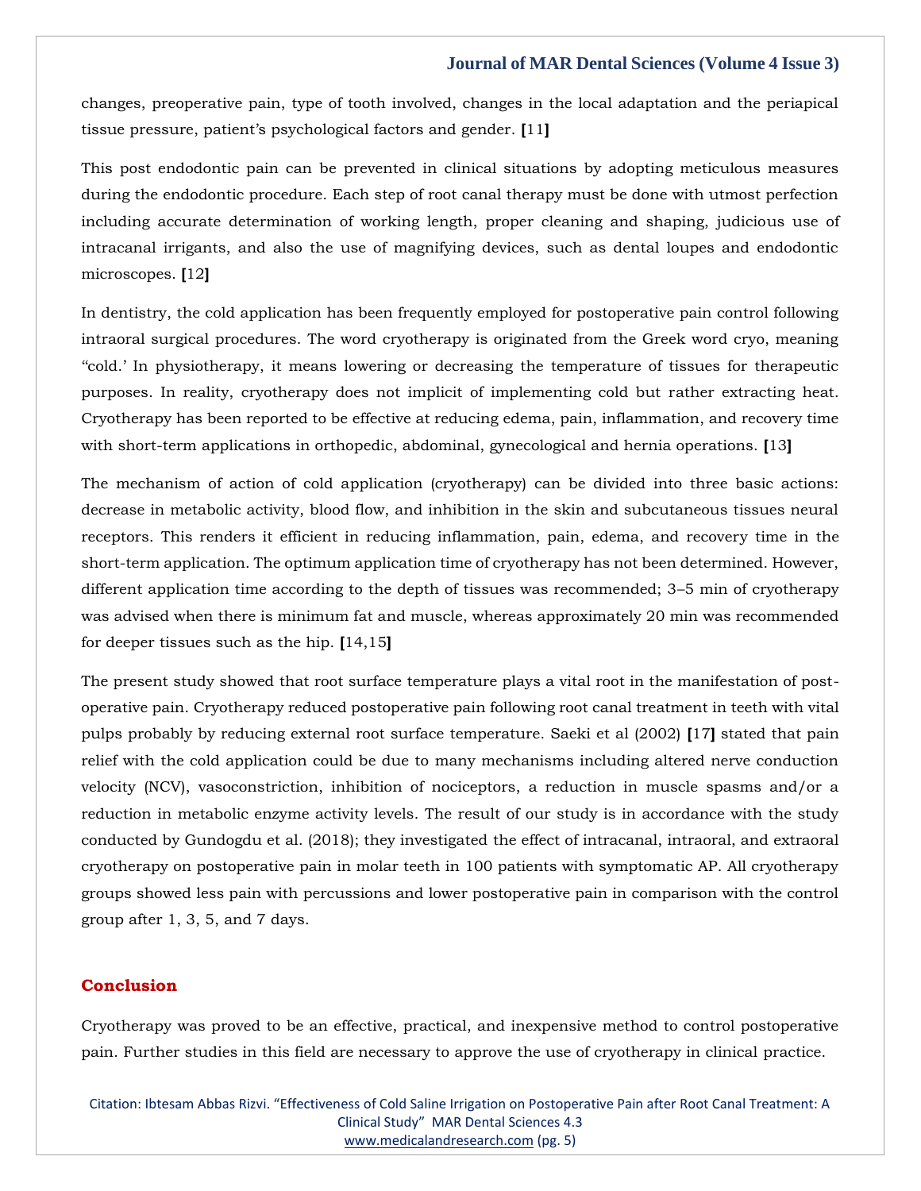changes, preoperative pain, type of tooth involved, changes in the local adaptation and the periapical tissue pressure, patient's psychological factors and gender. [11]

This post endodontic pain can be prevented in clinical situations by adopting meticulous measures during the endodontic procedure. Each step of root canal therapy must be done with utmost perfection including accurate determination of working length, proper cleaning and shaping, judicious use of intracanal irrigants, and also the use of magnifying devices, such as dental loupes and endodontic microscopes. [12]

In dentistry, the cold application has been frequently employed for postoperative pain control following intraoral surgical procedures. The word cryotherapy is originated from the Greek word cryo, meaning "cold.' In physiotherapy, it means lowering or decreasing the temperature of tissues for therapeutic purposes. In reality, cryotherapy does not implicit of implementing cold but rather extracting heat. Cryotherapy has been reported to be effective at reducing edema, pain, inflammation, and recovery time with short-term applications in orthopedic, abdominal, gynecological and hernia operations. [13]

The mechanism of action of cold application (cryotherapy) can be divided into three basic actions: decrease in metabolic activity, blood flow, and inhibition in the skin and subcutaneous tissues neural receptors. This renders it efficient in reducing inflammation, pain, edema, and recovery time in the short-term application. The optimum application time of cryotherapy has not been determined. However, different application time according to the depth of tissues was recommended; 3–5 min of cryotherapy was advised when there is minimum fat and muscle, whereas approximately 20 min was recommended for deeper tissues such as the hip. [14,15]

The present study showed that root surface temperature plays a vital root in the manifestation of post-operative pain. Cryotherapy reduced postoperative pain following root canal treatment in teeth with vital pulps probably by reducing external root surface temperature. Saeki et al (2002) [17] stated that pain relief with the cold application could be due to many mechanisms including altered nerve conduction velocity (NCV), vasoconstriction, inhibition of nociceptors, a reduction in muscle spasms and/or a reduction in metabolic enzyme activity levels. The result of our study is in accordance with the study conducted by Gundogdu et al. (2018); they investigated the effect of intracanal, intraoral, and extraoral cryotherapy on postoperative pain in molar teeth in 100 patients with symptomatic AP. All cryotherapy groups showed less pain with percussions and lower postoperative pain in comparison with the control group after 1, 3, 5, and 7 days.

## Conclusion

Cryotherapy was proved to be an effective, practical, and inexpensive method to control postoperative pain. Further studies in this field are necessary to approve the use of cryotherapy in clinical practice.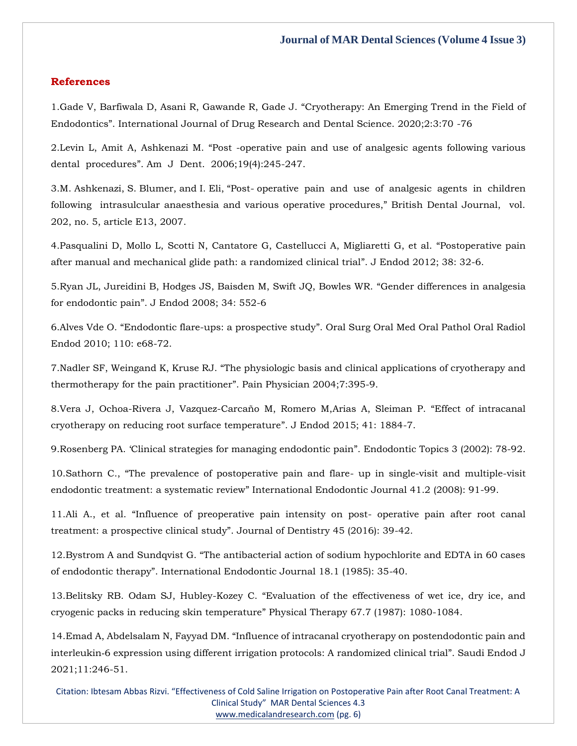## References

1.Gade V, Barfiwala D, Asani R, Gawande R, Gade J. “Cryotherapy: An Emerging Trend in the Field of Endodontics”. International Journal of Drug Research and Dental Science. 2020;2:3:70 -76

2.Levin L, Amit A, Ashkenazi M. “Post -operative pain and use of analgesic agents following various dental procedures”. Am J Dent. 2006;19(4):245-247.

3.M. Ashkenazi, S. Blumer, and I. Eli, “Post- operative pain and use of analgesic agents in children following intrasulcular anaesthesia and various operative procedures,” British Dental Journal, vol. 202, no. 5, article E13, 2007.

4.Pasqualini D, Mollo L, Scotti N, Cantatore G, Castellucci A, Migliaretti G, et al. “Postoperative pain after manual and mechanical glide path: a randomized clinical trial”. J Endod 2012; 38: 32-6.

5.Ryan JL, Jureidini B, Hodges JS, Baisden M, Swift JQ, Bowles WR. “Gender differences in analgesia for endodontic pain”. J Endod 2008; 34: 552-6

6.Alves Vde O. “Endodontic flare-ups: a prospective study”. Oral Surg Oral Med Oral Pathol Oral Radiol Endod 2010; 110: e68-72.

7.Nadler SF, Weingand K, Kruse RJ. “The physiologic basis and clinical applications of cryotherapy and thermotherapy for the pain practitioner”. Pain Physician 2004;7:395-9.

8.Vera J, Ochoa-Rivera J, Vazquez-Carcaño M, Romero M,Arias A, Sleiman P. “Effect of intracanal cryotherapy on reducing root surface temperature”. J Endod 2015; 41: 1884-7.

9.Rosenberg PA. ‘Clinical strategies for managing endodontic pain”. Endodontic Topics 3 (2002): 78-92.

10.Sathorn C., “The prevalence of postoperative pain and flare- up in single-visit and multiple-visit endodontic treatment: a systematic review” International Endodontic Journal 41.2 (2008): 91-99.

11.Ali A., et al. “Influence of preoperative pain intensity on post- operative pain after root canal treatment: a prospective clinical study”. Journal of Dentistry 45 (2016): 39-42.

12.Bystrom A and Sundqvist G. “The antibacterial action of sodium hypochlorite and EDTA in 60 cases of endodontic therapy”. International Endodontic Journal 18.1 (1985): 35-40.

13.Belitsky RB. Odam SJ, Hubley-Kozey C. “Evaluation of the effectiveness of wet ice, dry ice, and cryogenic packs in reducing skin temperature” Physical Therapy 67.7 (1987): 1080-1084.

14.Emad A, Abdelsalam N, Fayyad DM. “Influence of intracanal cryotherapy on postendodontic pain and interleukin-6 expression using different irrigation protocols: A randomized clinical trial”. Saudi Endod J 2021;11:246-51.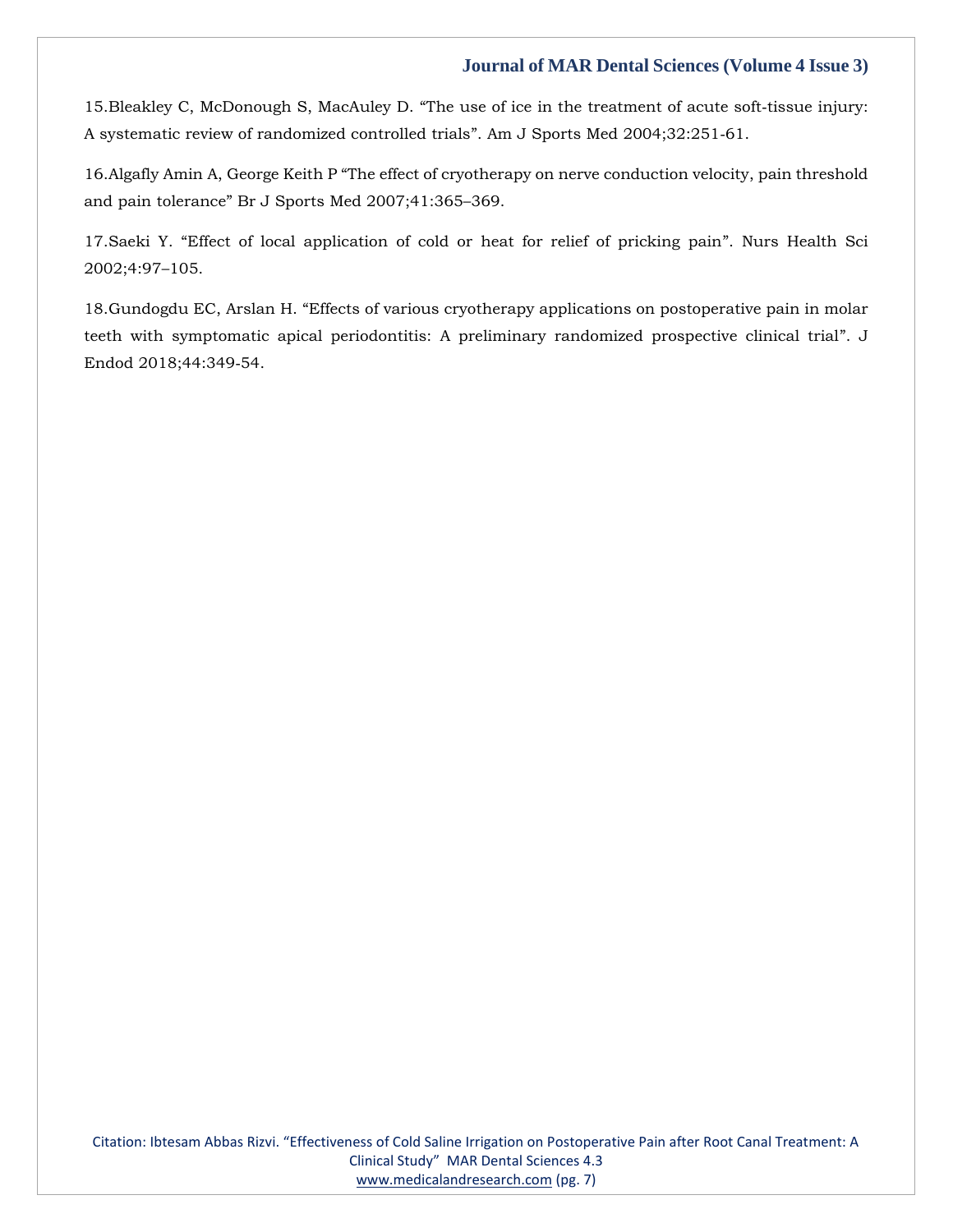15.Bleakley C, McDonough S, MacAuley D. “The use of ice in the treatment of acute soft-tissue injury: A systematic review of randomized controlled trials”. Am J Sports Med 2004;32:251-61.

16.Algafly Amin A, George Keith P “The effect of cryotherapy on nerve conduction velocity, pain threshold and pain tolerance” Br J Sports Med 2007;41:365–369.

17.Saeki Y. “Effect of local application of cold or heat for relief of pricking pain”. Nurs Health Sci 2002;4:97–105.

18.Gundogdu EC, Arslan H. “Effects of various cryotherapy applications on postoperative pain in molar teeth with symptomatic apical periodontitis: A preliminary randomized prospective clinical trial”. J Endod 2018;44:349-54.